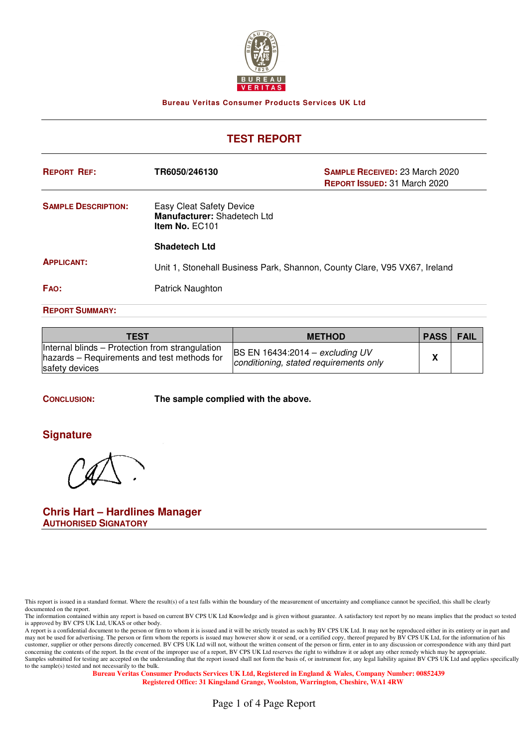Bureau Veritas Consumer Products Services UK Ltd

# TEST REPORT

**REPORT REF:** TR6050/246130

**SAMPLE RECEIVED:** 23 March 2020
**REPORT ISSUED:** 31 March 2020

**SAMPLE DESCRIPTION:** Easy Cleat Safety Device
**Manufacturer:** Shadetech Ltd
**Item No.** EC101

**APPLICANT:** **Shadetech Ltd**
Unit 1, Stonehall Business Park, Shannon, County Clare, V95 VX67, Ireland

**FAO:** Patrick Naughton

**REPORT SUMMARY:**

| TEST | METHOD | PASS | FAIL |
|---|---|---|---|
| Internal blinds – Protection from strangulation hazards – Requirements and test methods for safety devices | BS EN 16434:2014 – *excluding UV conditioning, stated requirements only* | X | |

**CONCLUSION:** **The sample complied with the above.**

## Signature

**Chris Hart – Hardlines Manager**
**AUTHORISED SIGNATORY**

This report is issued in a standard format. Where the result(s) of a test falls within the boundary of the measurement of uncertainty and compliance cannot be specified, this shall be clearly documented on the report.
The information contained within any report is based on current BV CPS UK Ltd Knowledge and is given without guarantee. A satisfactory test report by no means implies that the product so tested is approved by BV CPS UK Ltd, UKAS or other body.
A report is a confidential document to the person or firm to whom it is issued and it will be strictly treated as such by BV CPS UK Ltd. It may not be reproduced either in its entirety or in part and may not be used for advertising. The person or firm whom the reports is issued may however show it or send, or a certified copy, thereof prepared by BV CPS UK Ltd, for the information of his customer, supplier or other persons directly concerned. BV CPS UK Ltd will not, without the written consent of the person or firm, enter in to any discussion or correspondence with any third part concerning the contents of the report. In the event of the improper use of a report, BV CPS UK Ltd reserves the right to withdraw it or adopt any other remedy which may be appropriate.
Samples submitted for testing are accepted on the understanding that the report issued shall not form the basis of, or instrument for, any legal liability against BV CPS UK Ltd and applies specifically to the sample(s) tested and not necessarily to the bulk.

**Bureau Veritas Consumer Products Services UK Ltd, Registered in England & Wales, Company Number: 00852439**
**Registered Office: 31 Kingsland Grange, Woolston, Warrington, Cheshire, WA1 4RW**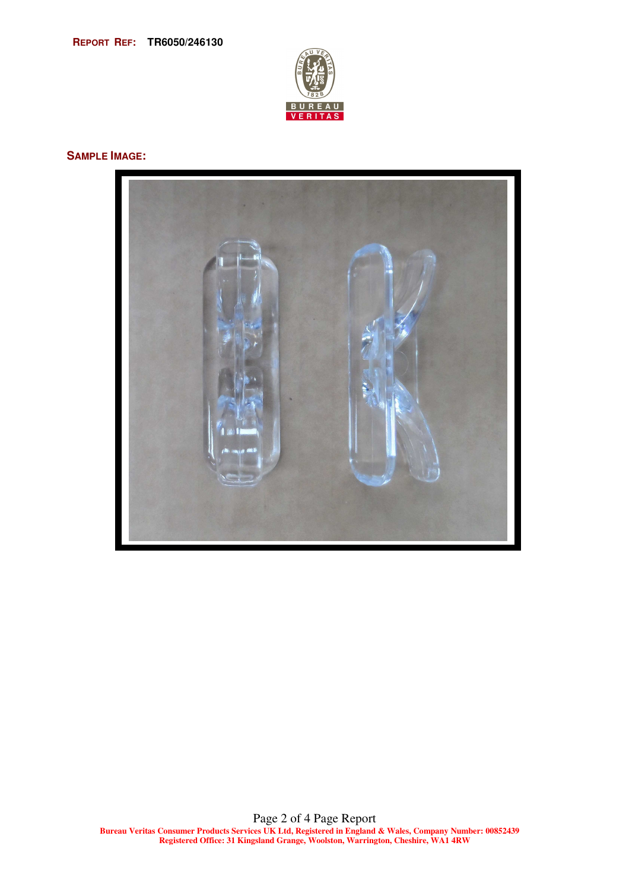**REPORT REF:** TR6050/246130

## SAMPLE IMAGE: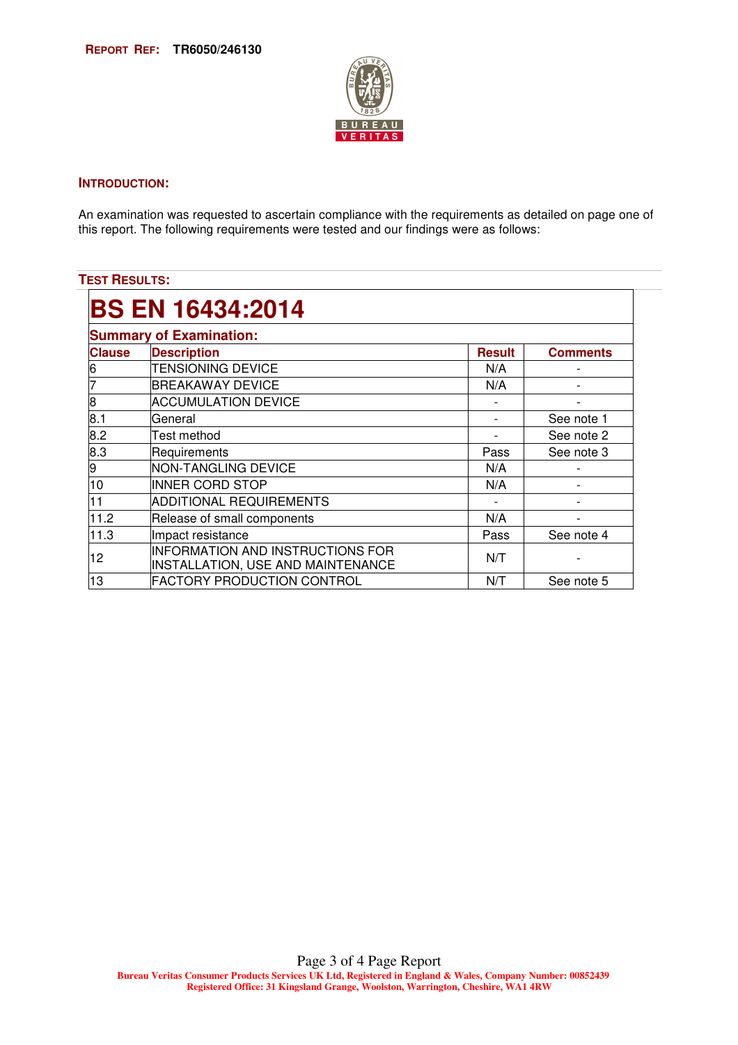**REPORT REF: TR6050/246130**

## INTRODUCTION:

An examination was requested to ascertain compliance with the requirements as detailed on page one of this report. The following requirements were tested and our findings were as follows:

## TEST RESULTS:

# BS EN 16434:2014

### Summary of Examination:

| Clause | Description | Result | Comments |
|---|---|---|---|
| 6 | TENSIONING DEVICE | N/A | - |
| 7 | BREAKAWAY DEVICE | N/A | - |
| 8 | ACCUMULATION DEVICE | - | - |
| 8.1 | General | - | See note 1 |
| 8.2 | Test method | - | See note 2 |
| 8.3 | Requirements | Pass | See note 3 |
| 9 | NON-TANGLING DEVICE | N/A | - |
| 10 | INNER CORD STOP | N/A | - |
| 11 | ADDITIONAL REQUIREMENTS | - | - |
| 11.2 | Release of small components | N/A | - |
| 11.3 | Impact resistance | Pass | See note 4 |
| 12 | INFORMATION AND INSTRUCTIONS FOR INSTALLATION, USE AND MAINTENANCE | N/T | - |
| 13 | FACTORY PRODUCTION CONTROL | N/T | See note 5 |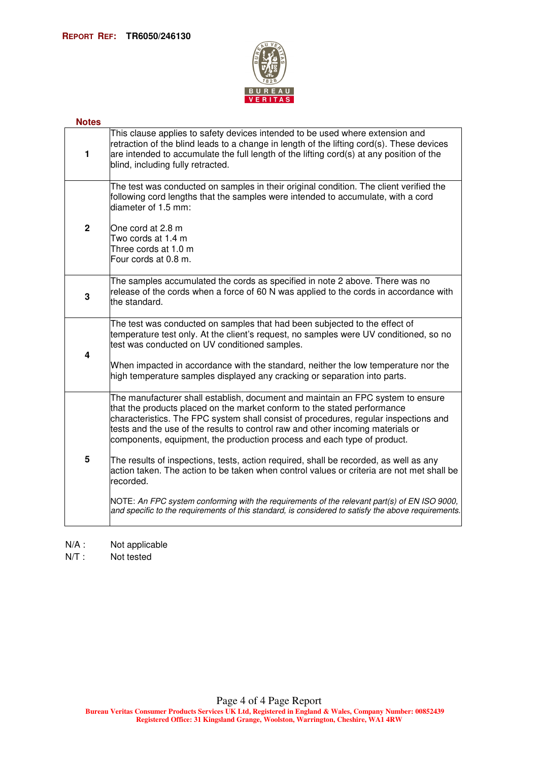## Notes

| | |
|---|---|
| 1 | This clause applies to safety devices intended to be used where extension and retraction of the blind leads to a change in length of the lifting cord(s). These devices are intended to accumulate the full length of the lifting cord(s) at any position of the blind, including fully retracted. |
| 2 | The test was conducted on samples in their original condition. The client verified the following cord lengths that the samples were intended to accumulate, with a cord diameter of 1.5 mm:<br><br>One cord at 2.8 m<br>Two cords at 1.4 m<br>Three cords at 1.0 m<br>Four cords at 0.8 m. |
| 3 | The samples accumulated the cords as specified in note 2 above. There was no release of the cords when a force of 60 N was applied to the cords in accordance with the standard. |
| 4 | The test was conducted on samples that had been subjected to the effect of temperature test only. At the client's request, no samples were UV conditioned, so no test was conducted on UV conditioned samples.<br><br>When impacted in accordance with the standard, neither the low temperature nor the high temperature samples displayed any cracking or separation into parts. |
| 5 | The manufacturer shall establish, document and maintain an FPC system to ensure that the products placed on the market conform to the stated performance characteristics. The FPC system shall consist of procedures, regular inspections and tests and the use of the results to control raw and other incoming materials or components, equipment, the production process and each type of product.<br><br>The results of inspections, tests, action required, shall be recorded, as well as any action taken. The action to be taken when control values or criteria are not met shall be recorded.<br><br>NOTE: *An FPC system conforming with the requirements of the relevant part(s) of EN ISO 9000, and specific to the requirements of this standard, is considered to satisfy the above requirements.* |

N/A : Not applicable
N/T : Not tested